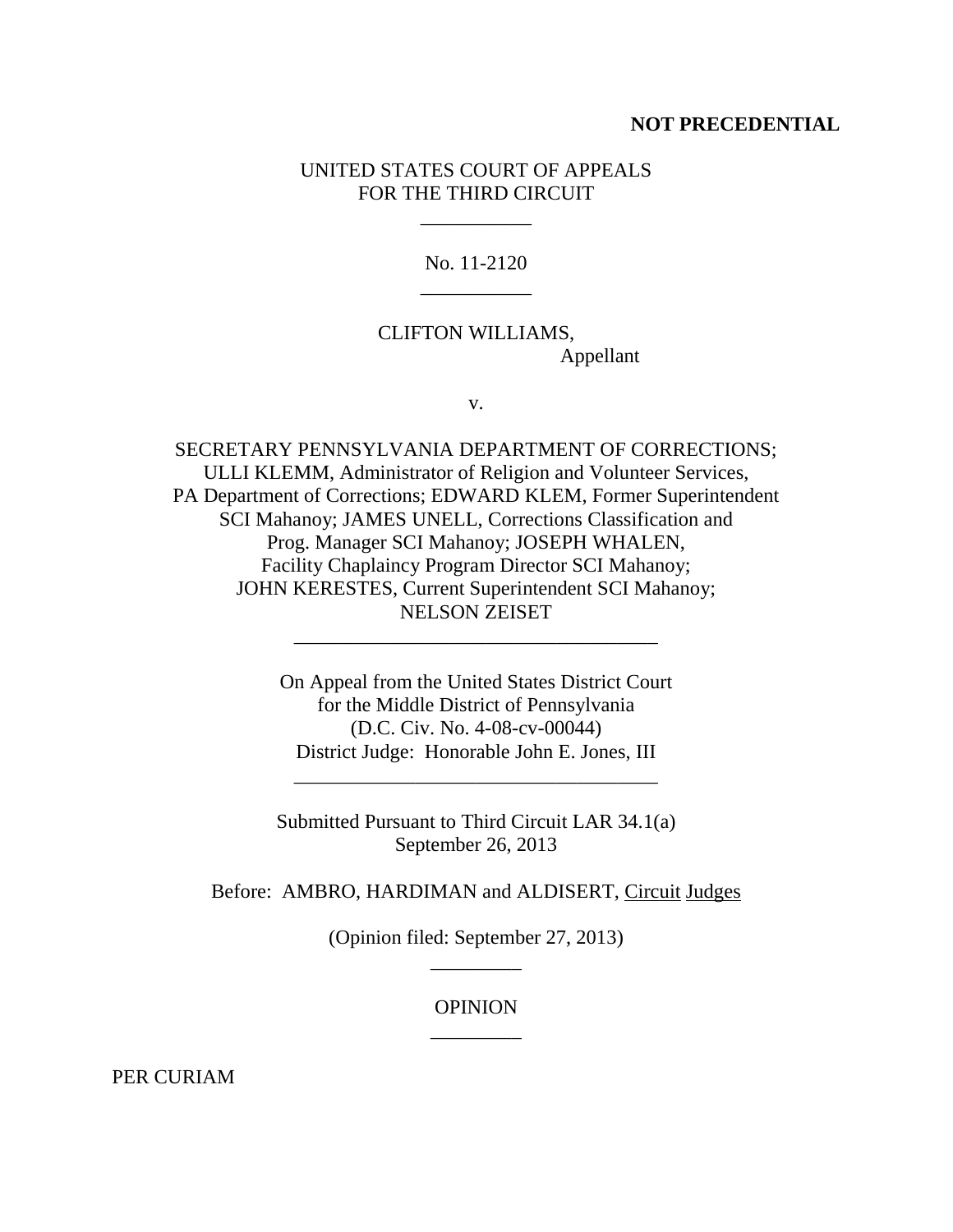**NOT PRECEDENTIAL**

UNITED STATES COURT OF APPEALS
FOR THE THIRD CIRCUIT

\_\_\_\_\_\_\_\_\_\_\_

No. 11-2120

\_\_\_\_\_\_\_\_\_\_\_

CLIFTON WILLIAMS,
Appellant

v.

SECRETARY PENNSYLVANIA DEPARTMENT OF CORRECTIONS; ULLI KLEMM, Administrator of Religion and Volunteer Services, PA Department of Corrections; EDWARD KLEM, Former Superintendent SCI Mahanoy; JAMES UNELL, Corrections Classification and Prog. Manager SCI Mahanoy; JOSEPH WHALEN, Facility Chaplaincy Program Director SCI Mahanoy; JOHN KERESTES, Current Superintendent SCI Mahanoy; NELSON ZEISET

\_\_\_\_\_\_\_\_\_\_\_\_\_\_\_\_\_\_\_\_\_\_\_\_\_\_\_\_\_\_\_\_\_\_\_\_

On Appeal from the United States District Court
for the Middle District of Pennsylvania
(D.C. Civ. No. 4-08-cv-00044)
District Judge: Honorable John E. Jones, III

\_\_\_\_\_\_\_\_\_\_\_\_\_\_\_\_\_\_\_\_\_\_\_\_\_\_\_\_\_\_\_\_\_\_\_\_

Submitted Pursuant to Third Circuit LAR 34.1(a)
September 26, 2013

Before: AMBRO, HARDIMAN and ALDISERT, Circuit Judges

(Opinion filed: September 27, 2013)

\_\_\_\_\_\_\_\_\_

OPINION

\_\_\_\_\_\_\_\_\_

PER CURIAM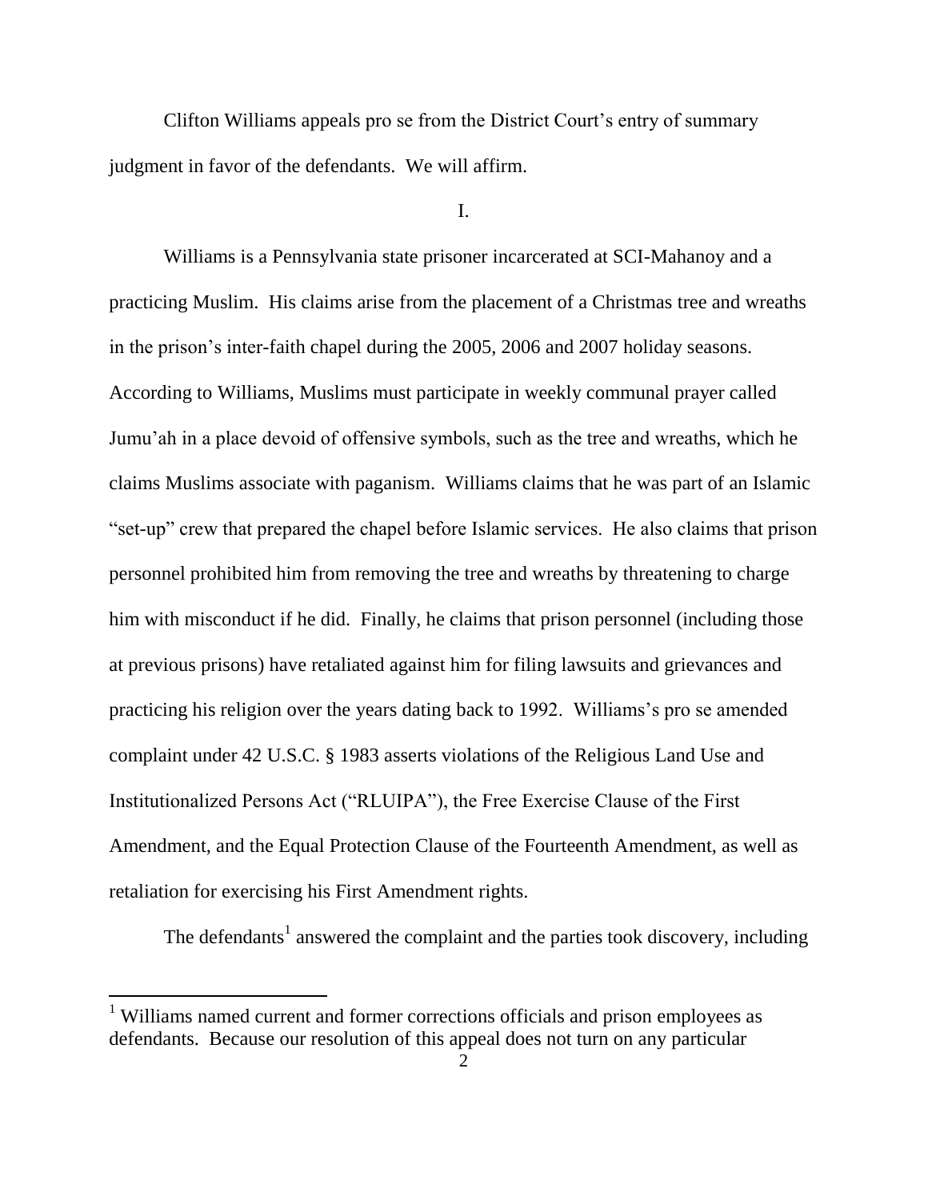Clifton Williams appeals pro se from the District Court's entry of summary judgment in favor of the defendants. We will affirm.

I.

Williams is a Pennsylvania state prisoner incarcerated at SCI-Mahanoy and a practicing Muslim. His claims arise from the placement of a Christmas tree and wreaths in the prison's inter-faith chapel during the 2005, 2006 and 2007 holiday seasons. According to Williams, Muslims must participate in weekly communal prayer called Jumu'ah in a place devoid of offensive symbols, such as the tree and wreaths, which he claims Muslims associate with paganism. Williams claims that he was part of an Islamic "set-up" crew that prepared the chapel before Islamic services. He also claims that prison personnel prohibited him from removing the tree and wreaths by threatening to charge him with misconduct if he did. Finally, he claims that prison personnel (including those at previous prisons) have retaliated against him for filing lawsuits and grievances and practicing his religion over the years dating back to 1992. Williams's pro se amended complaint under 42 U.S.C. § 1983 asserts violations of the Religious Land Use and Institutionalized Persons Act ("RLUIPA"), the Free Exercise Clause of the First Amendment, and the Equal Protection Clause of the Fourteenth Amendment, as well as retaliation for exercising his First Amendment rights.

The defendants[1] answered the complaint and the parties took discovery, including

[1] Williams named current and former corrections officials and prison employees as defendants. Because our resolution of this appeal does not turn on any particular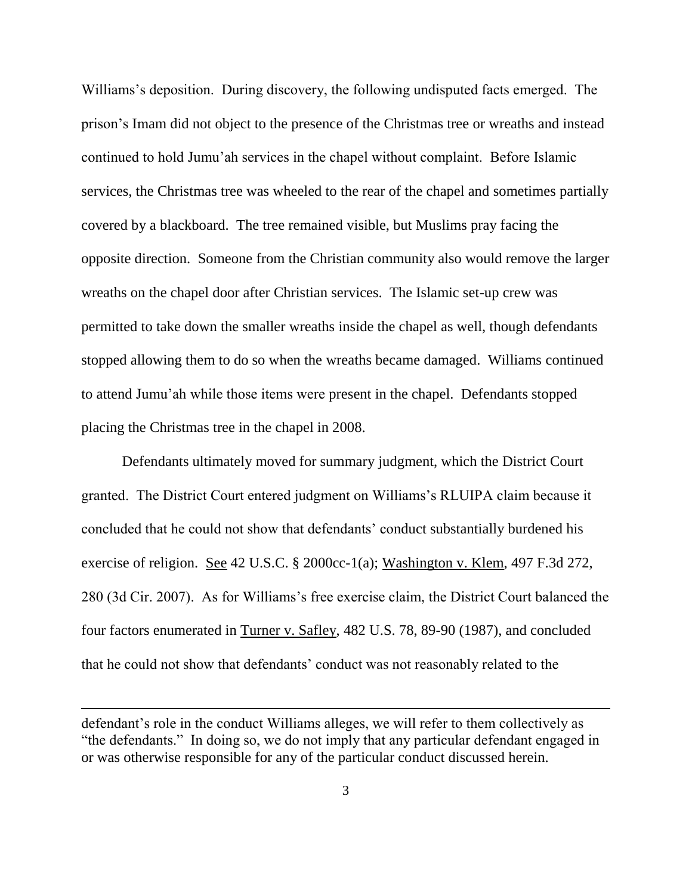Williams's deposition. During discovery, the following undisputed facts emerged. The prison's Imam did not object to the presence of the Christmas tree or wreaths and instead continued to hold Jumu'ah services in the chapel without complaint. Before Islamic services, the Christmas tree was wheeled to the rear of the chapel and sometimes partially covered by a blackboard. The tree remained visible, but Muslims pray facing the opposite direction. Someone from the Christian community also would remove the larger wreaths on the chapel door after Christian services. The Islamic set-up crew was permitted to take down the smaller wreaths inside the chapel as well, though defendants stopped allowing them to do so when the wreaths became damaged. Williams continued to attend Jumu'ah while those items were present in the chapel. Defendants stopped placing the Christmas tree in the chapel in 2008.

Defendants ultimately moved for summary judgment, which the District Court granted. The District Court entered judgment on Williams's RLUIPA claim because it concluded that he could not show that defendants' conduct substantially burdened his exercise of religion. See 42 U.S.C. § 2000cc-1(a); Washington v. Klem, 497 F.3d 272, 280 (3d Cir. 2007). As for Williams's free exercise claim, the District Court balanced the four factors enumerated in Turner v. Safley, 482 U.S. 78, 89-90 (1987), and concluded that he could not show that defendants' conduct was not reasonably related to the

---

defendant's role in the conduct Williams alleges, we will refer to them collectively as "the defendants." In doing so, we do not imply that any particular defendant engaged in or was otherwise responsible for any of the particular conduct discussed herein.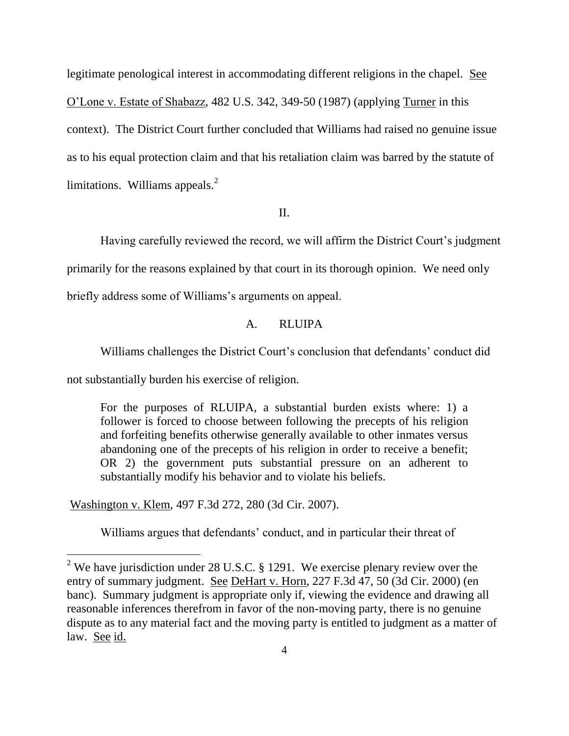legitimate penological interest in accommodating different religions in the chapel. See O'Lone v. Estate of Shabazz, 482 U.S. 342, 349-50 (1987) (applying Turner in this context). The District Court further concluded that Williams had raised no genuine issue as to his equal protection claim and that his retaliation claim was barred by the statute of limitations. Williams appeals.[2]

## II.

Having carefully reviewed the record, we will affirm the District Court's judgment primarily for the reasons explained by that court in its thorough opinion. We need only briefly address some of Williams's arguments on appeal.

### A. RLUIPA

Williams challenges the District Court's conclusion that defendants' conduct did not substantially burden his exercise of religion.

> For the purposes of RLUIPA, a substantial burden exists where: 1) a follower is forced to choose between following the precepts of his religion and forfeiting benefits otherwise generally available to other inmates versus abandoning one of the precepts of his religion in order to receive a benefit; OR 2) the government puts substantial pressure on an adherent to substantially modify his behavior and to violate his beliefs.

Washington v. Klem, 497 F.3d 272, 280 (3d Cir. 2007).

Williams argues that defendants' conduct, and in particular their threat of

---

[2] We have jurisdiction under 28 U.S.C. § 1291. We exercise plenary review over the entry of summary judgment. See DeHart v. Horn, 227 F.3d 47, 50 (3d Cir. 2000) (en banc). Summary judgment is appropriate only if, viewing the evidence and drawing all reasonable inferences therefrom in favor of the non-moving party, there is no genuine dispute as to any material fact and the moving party is entitled to judgment as a matter of law. See id.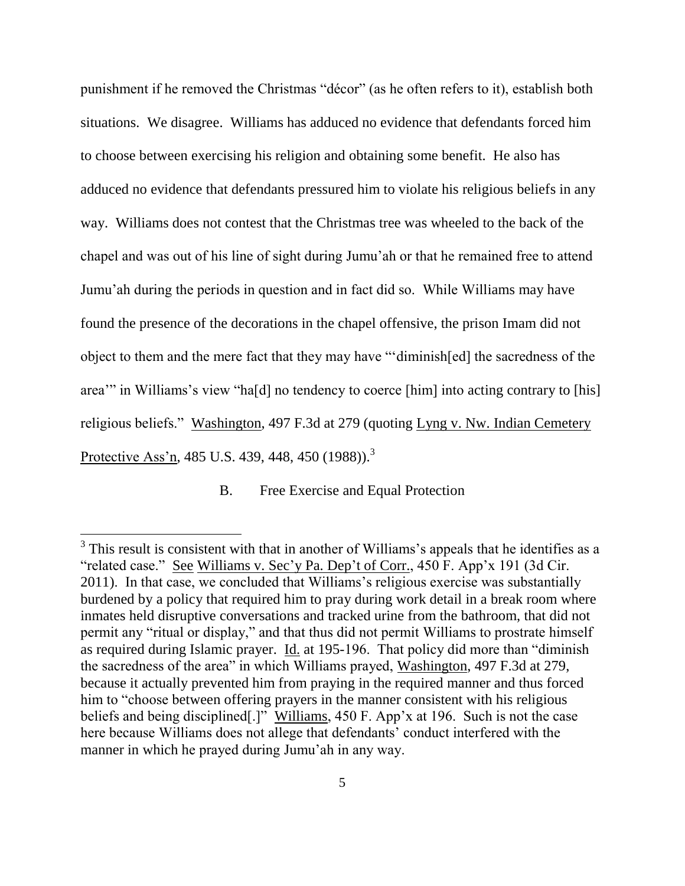punishment if he removed the Christmas "décor" (as he often refers to it), establish both situations. We disagree. Williams has adduced no evidence that defendants forced him to choose between exercising his religion and obtaining some benefit. He also has adduced no evidence that defendants pressured him to violate his religious beliefs in any way. Williams does not contest that the Christmas tree was wheeled to the back of the chapel and was out of his line of sight during Jumu'ah or that he remained free to attend Jumu'ah during the periods in question and in fact did so. While Williams may have found the presence of the decorations in the chapel offensive, the prison Imam did not object to them and the mere fact that they may have "'diminish[ed] the sacredness of the area'" in Williams's view "ha[d] no tendency to coerce [him] into acting contrary to [his] religious beliefs." Washington, 497 F.3d at 279 (quoting Lyng v. Nw. Indian Cemetery Protective Ass'n, 485 U.S. 439, 448, 450 (1988)).[3]

## B. Free Exercise and Equal Protection

[3] This result is consistent with that in another of Williams's appeals that he identifies as a "related case." See Williams v. Sec'y Pa. Dep't of Corr., 450 F. App'x 191 (3d Cir. 2011). In that case, we concluded that Williams's religious exercise was substantially burdened by a policy that required him to pray during work detail in a break room where inmates held disruptive conversations and tracked urine from the bathroom, that did not permit any "ritual or display," and that thus did not permit Williams to prostrate himself as required during Islamic prayer. Id. at 195-196. That policy did more than "diminish the sacredness of the area" in which Williams prayed, Washington, 497 F.3d at 279, because it actually prevented him from praying in the required manner and thus forced him to "choose between offering prayers in the manner consistent with his religious beliefs and being disciplined[.]" Williams, 450 F. App'x at 196. Such is not the case here because Williams does not allege that defendants' conduct interfered with the manner in which he prayed during Jumu'ah in any way.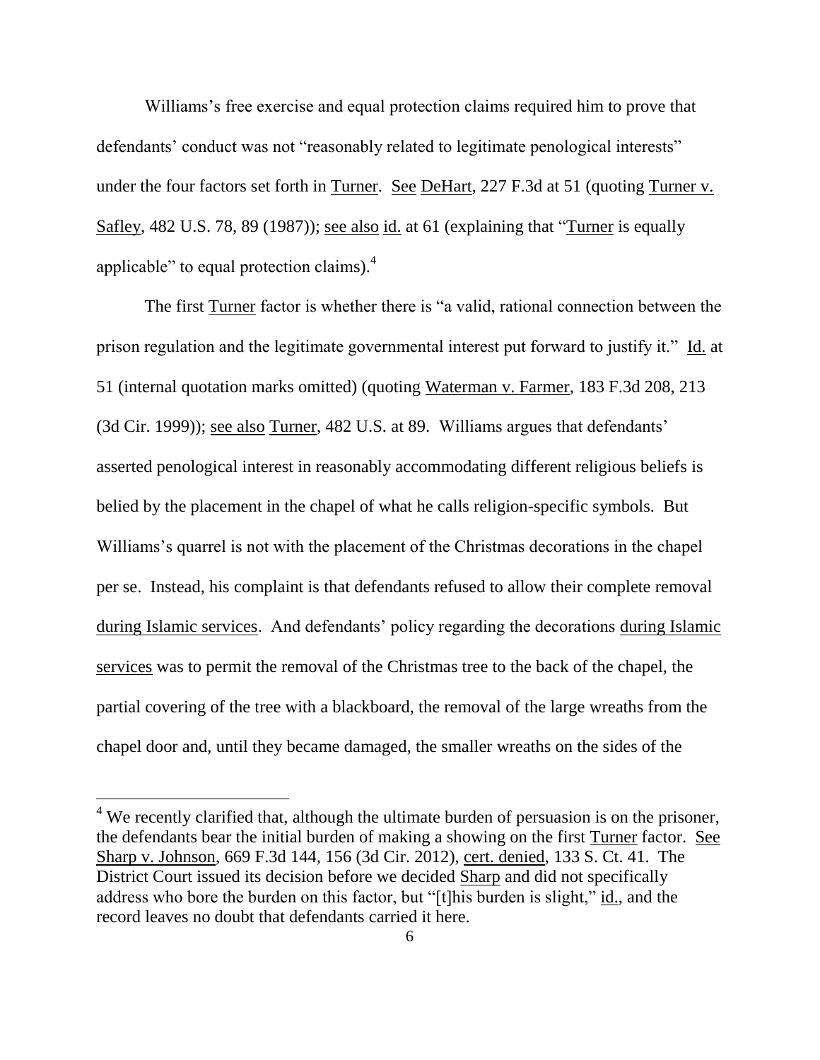Williams's free exercise and equal protection claims required him to prove that defendants' conduct was not "reasonably related to legitimate penological interests" under the four factors set forth in Turner. See DeHart, 227 F.3d at 51 (quoting Turner v. Safley, 482 U.S. 78, 89 (1987)); see also id. at 61 (explaining that "Turner is equally applicable" to equal protection claims).[4]

The first Turner factor is whether there is "a valid, rational connection between the prison regulation and the legitimate governmental interest put forward to justify it." Id. at 51 (internal quotation marks omitted) (quoting Waterman v. Farmer, 183 F.3d 208, 213 (3d Cir. 1999)); see also Turner, 482 U.S. at 89. Williams argues that defendants' asserted penological interest in reasonably accommodating different religious beliefs is belied by the placement in the chapel of what he calls religion-specific symbols. But Williams's quarrel is not with the placement of the Christmas decorations in the chapel per se. Instead, his complaint is that defendants refused to allow their complete removal during Islamic services. And defendants' policy regarding the decorations during Islamic services was to permit the removal of the Christmas tree to the back of the chapel, the partial covering of the tree with a blackboard, the removal of the large wreaths from the chapel door and, until they became damaged, the smaller wreaths on the sides of the

[4] We recently clarified that, although the ultimate burden of persuasion is on the prisoner, the defendants bear the initial burden of making a showing on the first Turner factor. See Sharp v. Johnson, 669 F.3d 144, 156 (3d Cir. 2012), cert. denied, 133 S. Ct. 41. The District Court issued its decision before we decided Sharp and did not specifically address who bore the burden on this factor, but "[t]his burden is slight," id., and the record leaves no doubt that defendants carried it here.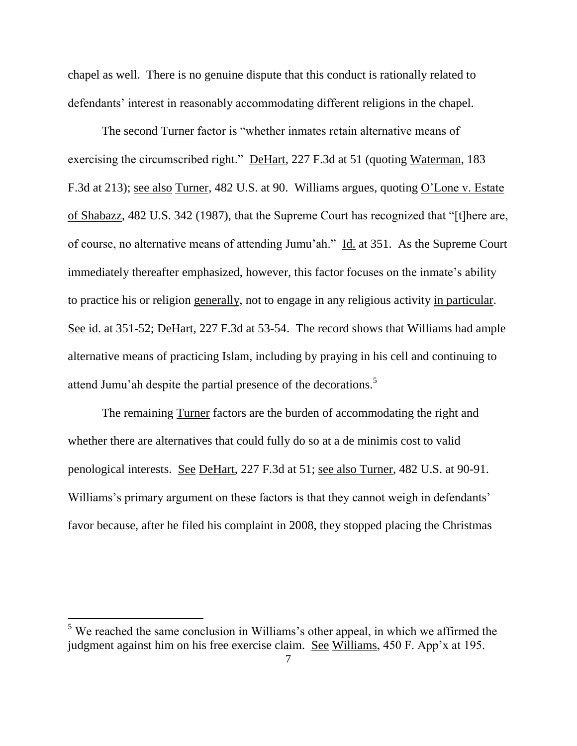chapel as well. There is no genuine dispute that this conduct is rationally related to defendants' interest in reasonably accommodating different religions in the chapel.

The second Turner factor is "whether inmates retain alternative means of exercising the circumscribed right." DeHart, 227 F.3d at 51 (quoting Waterman, 183 F.3d at 213); see also Turner, 482 U.S. at 90. Williams argues, quoting O'Lone v. Estate of Shabazz, 482 U.S. 342 (1987), that the Supreme Court has recognized that "[t]here are, of course, no alternative means of attending Jumu'ah." Id. at 351. As the Supreme Court immediately thereafter emphasized, however, this factor focuses on the inmate's ability to practice his or religion generally, not to engage in any religious activity in particular. See id. at 351-52; DeHart, 227 F.3d at 53-54. The record shows that Williams had ample alternative means of practicing Islam, including by praying in his cell and continuing to attend Jumu'ah despite the partial presence of the decorations.[5]

The remaining Turner factors are the burden of accommodating the right and whether there are alternatives that could fully do so at a de minimis cost to valid penological interests. See DeHart, 227 F.3d at 51; see also Turner, 482 U.S. at 90-91. Williams's primary argument on these factors is that they cannot weigh in defendants' favor because, after he filed his complaint in 2008, they stopped placing the Christmas

---

[5] We reached the same conclusion in Williams's other appeal, in which we affirmed the judgment against him on his free exercise claim. See Williams, 450 F. App'x at 195.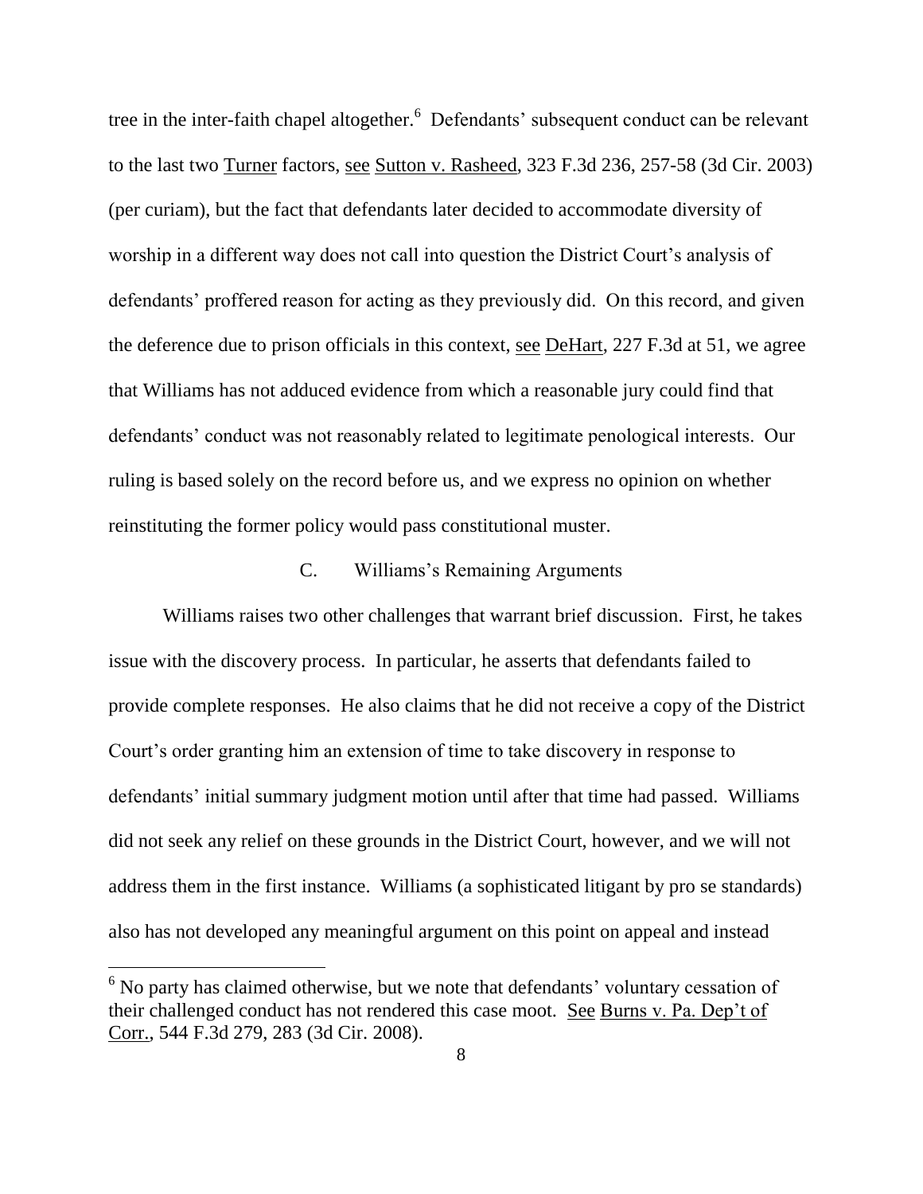tree in the inter-faith chapel altogether.[6] Defendants' subsequent conduct can be relevant to the last two Turner factors, see Sutton v. Rasheed, 323 F.3d 236, 257-58 (3d Cir. 2003) (per curiam), but the fact that defendants later decided to accommodate diversity of worship in a different way does not call into question the District Court's analysis of defendants' proffered reason for acting as they previously did. On this record, and given the deference due to prison officials in this context, see DeHart, 227 F.3d at 51, we agree that Williams has not adduced evidence from which a reasonable jury could find that defendants' conduct was not reasonably related to legitimate penological interests. Our ruling is based solely on the record before us, and we express no opinion on whether reinstituting the former policy would pass constitutional muster.

### C. Williams's Remaining Arguments

Williams raises two other challenges that warrant brief discussion. First, he takes issue with the discovery process. In particular, he asserts that defendants failed to provide complete responses. He also claims that he did not receive a copy of the District Court's order granting him an extension of time to take discovery in response to defendants' initial summary judgment motion until after that time had passed. Williams did not seek any relief on these grounds in the District Court, however, and we will not address them in the first instance. Williams (a sophisticated litigant by pro se standards) also has not developed any meaningful argument on this point on appeal and instead

---

[6] No party has claimed otherwise, but we note that defendants' voluntary cessation of their challenged conduct has not rendered this case moot. See Burns v. Pa. Dep't of Corr., 544 F.3d 279, 283 (3d Cir. 2008).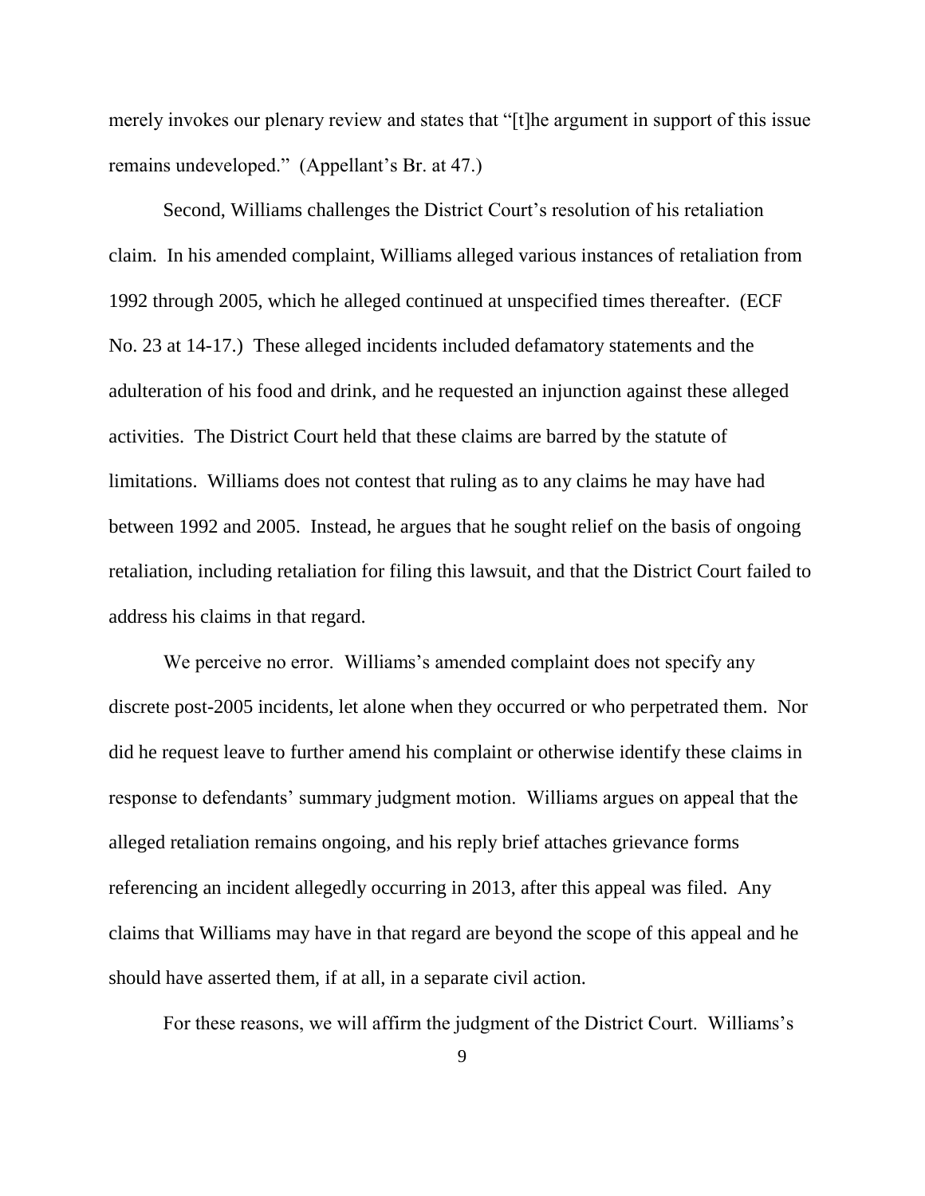merely invokes our plenary review and states that "[t]he argument in support of this issue remains undeveloped." (Appellant's Br. at 47.)

Second, Williams challenges the District Court's resolution of his retaliation claim. In his amended complaint, Williams alleged various instances of retaliation from 1992 through 2005, which he alleged continued at unspecified times thereafter. (ECF No. 23 at 14-17.) These alleged incidents included defamatory statements and the adulteration of his food and drink, and he requested an injunction against these alleged activities. The District Court held that these claims are barred by the statute of limitations. Williams does not contest that ruling as to any claims he may have had between 1992 and 2005. Instead, he argues that he sought relief on the basis of ongoing retaliation, including retaliation for filing this lawsuit, and that the District Court failed to address his claims in that regard.

We perceive no error. Williams's amended complaint does not specify any discrete post-2005 incidents, let alone when they occurred or who perpetrated them. Nor did he request leave to further amend his complaint or otherwise identify these claims in response to defendants' summary judgment motion. Williams argues on appeal that the alleged retaliation remains ongoing, and his reply brief attaches grievance forms referencing an incident allegedly occurring in 2013, after this appeal was filed. Any claims that Williams may have in that regard are beyond the scope of this appeal and he should have asserted them, if at all, in a separate civil action.

For these reasons, we will affirm the judgment of the District Court. Williams's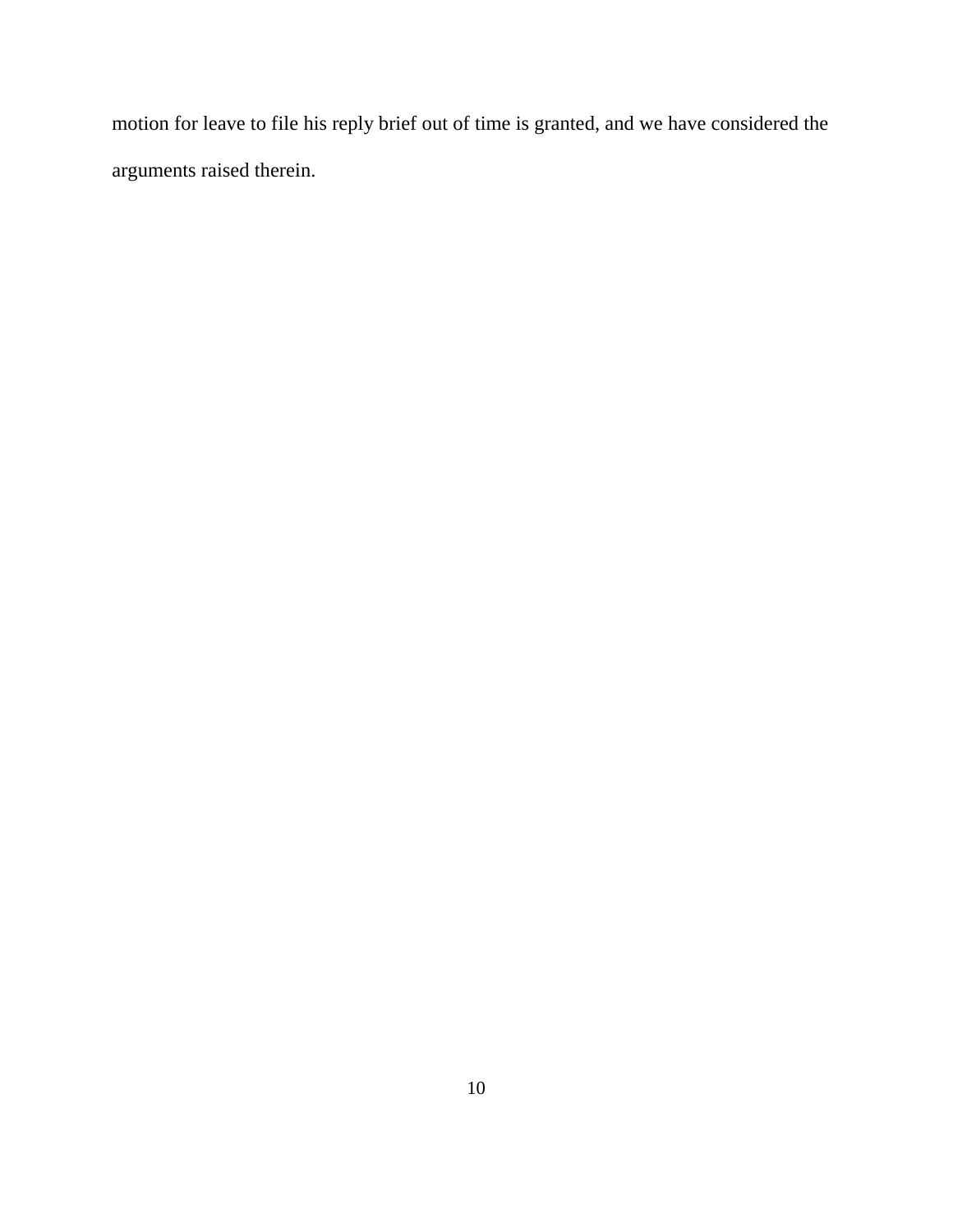motion for leave to file his reply brief out of time is granted, and we have considered the arguments raised therein.